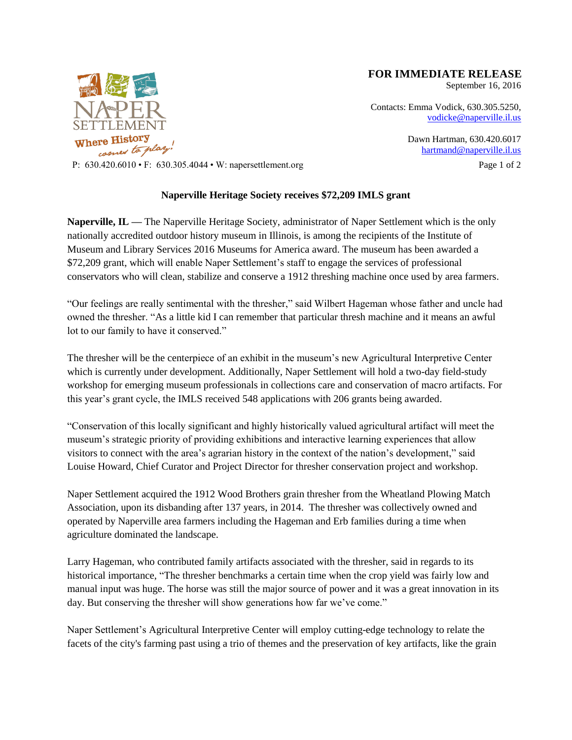Naper Settlement
Where History comes to play!

P: 630.420.6010 • F: 630.305.4044 • W: napersettlement.org

**FOR IMMEDIATE RELEASE**
September 16, 2016

Contacts: Emma Vodick, 630.305.5250, vodicke@naperville.il.us

Dawn Hartman, 630.420.6017
hartmand@naperville.il.us

**Naperville Heritage Society receives $72,209 IMLS grant**

**Naperville, IL —** The Naperville Heritage Society, administrator of Naper Settlement which is the only nationally accredited outdoor history museum in Illinois, is among the recipients of the Institute of Museum and Library Services 2016 Museums for America award. The museum has been awarded a $72,209 grant, which will enable Naper Settlement's staff to engage the services of professional conservators who will clean, stabilize and conserve a 1912 threshing machine once used by area farmers.

"Our feelings are really sentimental with the thresher," said Wilbert Hageman whose father and uncle had owned the thresher. "As a little kid I can remember that particular thresh machine and it means an awful lot to our family to have it conserved."

The thresher will be the centerpiece of an exhibit in the museum's new Agricultural Interpretive Center which is currently under development. Additionally, Naper Settlement will hold a two-day field-study workshop for emerging museum professionals in collections care and conservation of macro artifacts. For this year's grant cycle, the IMLS received 548 applications with 206 grants being awarded.

"Conservation of this locally significant and highly historically valued agricultural artifact will meet the museum's strategic priority of providing exhibitions and interactive learning experiences that allow visitors to connect with the area's agrarian history in the context of the nation's development," said Louise Howard, Chief Curator and Project Director for thresher conservation project and workshop.

Naper Settlement acquired the 1912 Wood Brothers grain thresher from the Wheatland Plowing Match Association, upon its disbanding after 137 years, in 2014. The thresher was collectively owned and operated by Naperville area farmers including the Hageman and Erb families during a time when agriculture dominated the landscape.

Larry Hageman, who contributed family artifacts associated with the thresher, said in regards to its historical importance, "The thresher benchmarks a certain time when the crop yield was fairly low and manual input was huge. The horse was still the major source of power and it was a great innovation in its day. But conserving the thresher will show generations how far we've come."

Naper Settlement's Agricultural Interpretive Center will employ cutting-edge technology to relate the facets of the city's farming past using a trio of themes and the preservation of key artifacts, like the grain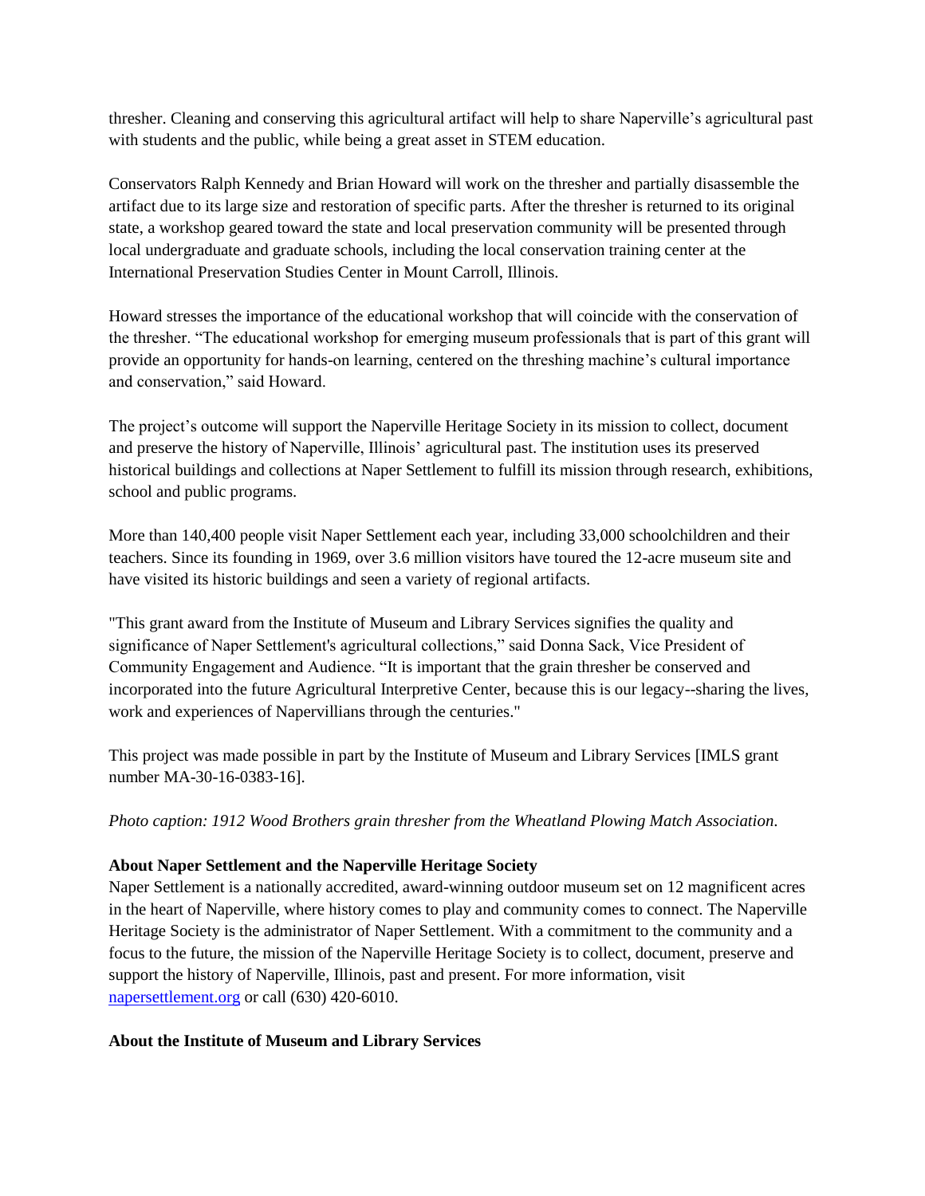thresher. Cleaning and conserving this agricultural artifact will help to share Naperville's agricultural past with students and the public, while being a great asset in STEM education.

Conservators Ralph Kennedy and Brian Howard will work on the thresher and partially disassemble the artifact due to its large size and restoration of specific parts. After the thresher is returned to its original state, a workshop geared toward the state and local preservation community will be presented through local undergraduate and graduate schools, including the local conservation training center at the International Preservation Studies Center in Mount Carroll, Illinois.

Howard stresses the importance of the educational workshop that will coincide with the conservation of the thresher. "The educational workshop for emerging museum professionals that is part of this grant will provide an opportunity for hands-on learning, centered on the threshing machine's cultural importance and conservation," said Howard.

The project's outcome will support the Naperville Heritage Society in its mission to collect, document and preserve the history of Naperville, Illinois' agricultural past. The institution uses its preserved historical buildings and collections at Naper Settlement to fulfill its mission through research, exhibitions, school and public programs.

More than 140,400 people visit Naper Settlement each year, including 33,000 schoolchildren and their teachers. Since its founding in 1969, over 3.6 million visitors have toured the 12-acre museum site and have visited its historic buildings and seen a variety of regional artifacts.

"This grant award from the Institute of Museum and Library Services signifies the quality and significance of Naper Settlement's agricultural collections," said Donna Sack, Vice President of Community Engagement and Audience. "It is important that the grain thresher be conserved and incorporated into the future Agricultural Interpretive Center, because this is our legacy--sharing the lives, work and experiences of Napervillians through the centuries."

This project was made possible in part by the Institute of Museum and Library Services [IMLS grant number MA-30-16-0383-16].

*Photo caption: 1912 Wood Brothers grain thresher from the Wheatland Plowing Match Association.*

**About Naper Settlement and the Naperville Heritage Society**

Naper Settlement is a nationally accredited, award-winning outdoor museum set on 12 magnificent acres in the heart of Naperville, where history comes to play and community comes to connect. The Naperville Heritage Society is the administrator of Naper Settlement. With a commitment to the community and a focus to the future, the mission of the Naperville Heritage Society is to collect, document, preserve and support the history of Naperville, Illinois, past and present. For more information, visit napersettlement.org or call (630) 420-6010.

**About the Institute of Museum and Library Services**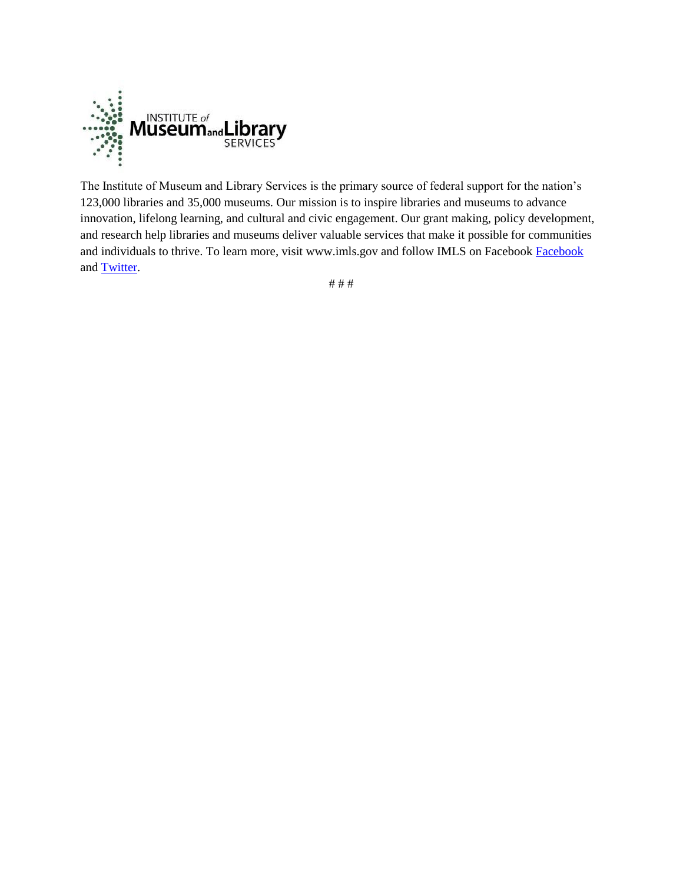The Institute of Museum and Library Services is the primary source of federal support for the nation's 123,000 libraries and 35,000 museums. Our mission is to inspire libraries and museums to advance innovation, lifelong learning, and cultural and civic engagement. Our grant making, policy development, and research help libraries and museums deliver valuable services that make it possible for communities and individuals to thrive. To learn more, visit www.imls.gov and follow IMLS on Facebook Facebook and Twitter.

# # #